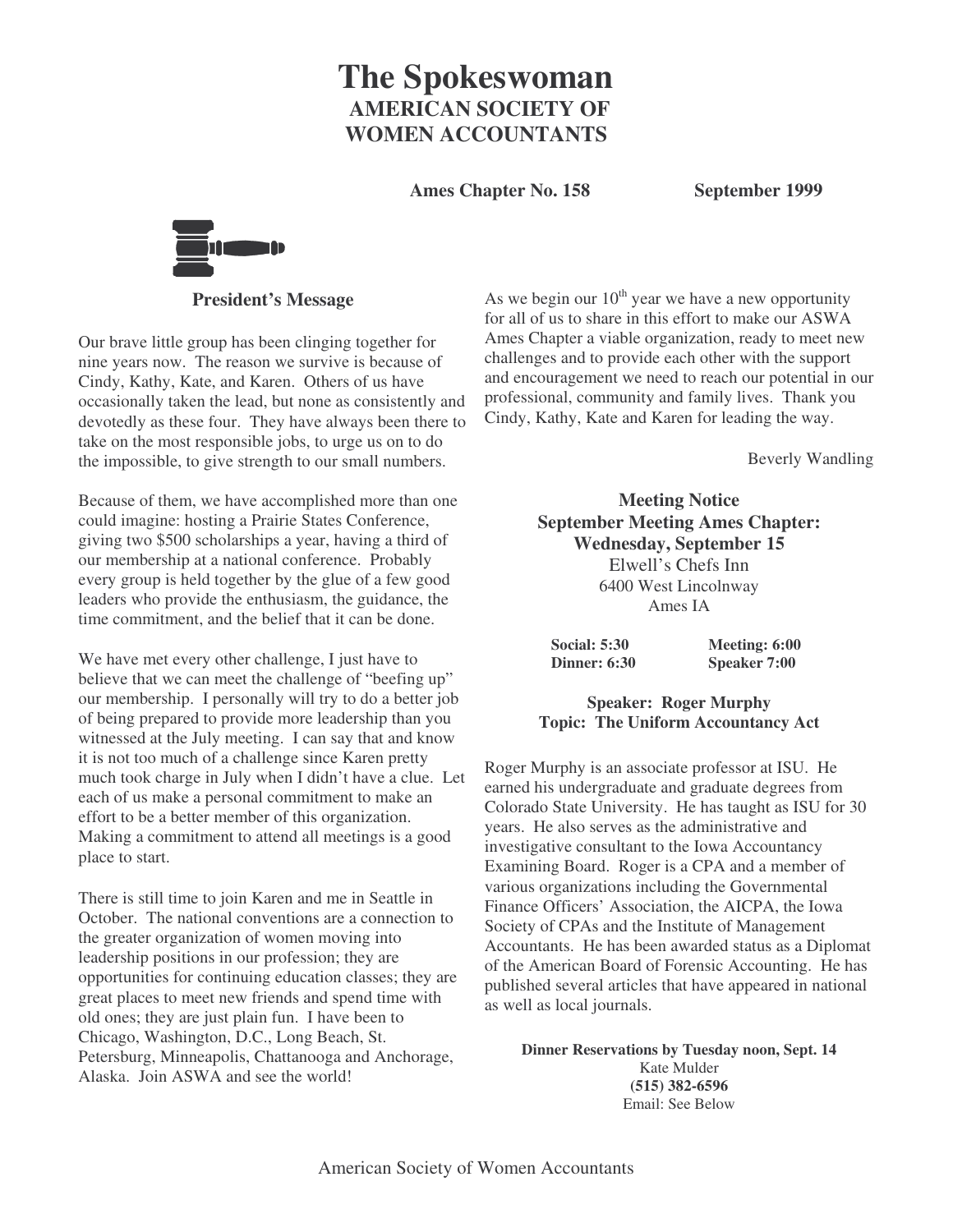# The Spokeswoman

## AMERICAN SOCIETY OF WOMEN ACCOUNTANTS

**Ames Chapter No. 158** **September 1999**

### President's Message

Our brave little group has been clinging together for nine years now. The reason we survive is because of Cindy, Kathy, Kate, and Karen. Others of us have occasionally taken the lead, but none as consistently and devotedly as these four. They have always been there to take on the most responsible jobs, to urge us on to do the impossible, to give strength to our small numbers.

Because of them, we have accomplished more than one could imagine: hosting a Prairie States Conference, giving two $500 scholarships a year, having a third of our membership at a national conference. Probably every group is held together by the glue of a few good leaders who provide the enthusiasm, the guidance, the time commitment, and the belief that it can be done.

We have met every other challenge, I just have to believe that we can meet the challenge of "beefing up" our membership. I personally will try to do a better job of being prepared to provide more leadership than you witnessed at the July meeting. I can say that and know it is not too much of a challenge since Karen pretty much took charge in July when I didn't have a clue. Let each of us make a personal commitment to make an effort to be a better member of this organization. Making a commitment to attend all meetings is a good place to start.

There is still time to join Karen and me in Seattle in October. The national conventions are a connection to the greater organization of women moving into leadership positions in our profession; they are opportunities for continuing education classes; they are great places to meet new friends and spend time with old ones; they are just plain fun. I have been to Chicago, Washington, D.C., Long Beach, St. Petersburg, Minneapolis, Chattanooga and Anchorage, Alaska. Join ASWA and see the world!

As we begin our 10th year we have a new opportunity for all of us to share in this effort to make our ASWA Ames Chapter a viable organization, ready to meet new challenges and to provide each other with the support and encouragement we need to reach our potential in our professional, community and family lives. Thank you Cindy, Kathy, Kate and Karen for leading the way.

Beverly Wandling

### Meeting Notice

**September Meeting Ames Chapter:**
**Wednesday, September 15**

Elwell's Chefs Inn
6400 West Lincolnway
Ames IA

**Social: 5:30** **Meeting: 6:00**
**Dinner: 6:30** **Speaker 7:00**

**Speaker: Roger Murphy**
**Topic: The Uniform Accountancy Act**

Roger Murphy is an associate professor at ISU. He earned his undergraduate and graduate degrees from Colorado State University. He has taught as ISU for 30 years. He also serves as the administrative and investigative consultant to the Iowa Accountancy Examining Board. Roger is a CPA and a member of various organizations including the Governmental Finance Officers' Association, the AICPA, the Iowa Society of CPAs and the Institute of Management Accountants. He has been awarded status as a Diplomat of the American Board of Forensic Accounting. He has published several articles that have appeared in national as well as local journals.

**Dinner Reservations by Tuesday noon, Sept. 14**
Kate Mulder
**(515) 382-6596**
Email: See Below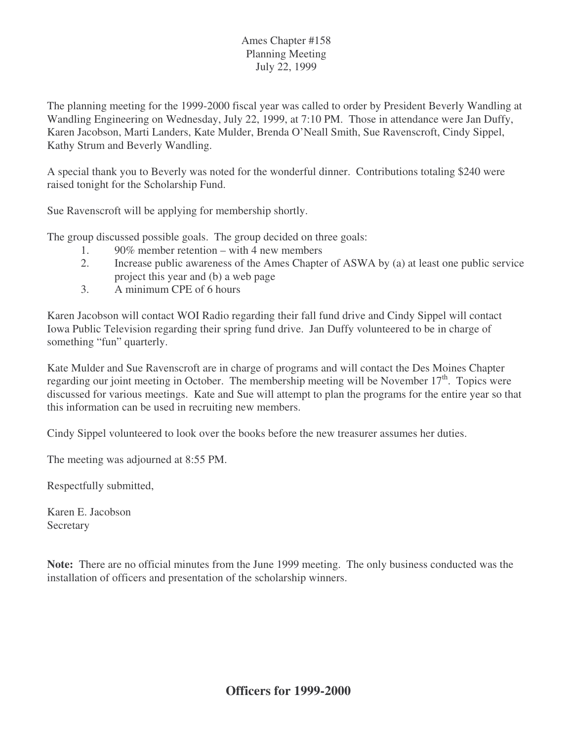Ames Chapter #158
Planning Meeting
July 22, 1999

The planning meeting for the 1999-2000 fiscal year was called to order by President Beverly Wandling at Wandling Engineering on Wednesday, July 22, 1999, at 7:10 PM. Those in attendance were Jan Duffy, Karen Jacobson, Marti Landers, Kate Mulder, Brenda O'Neall Smith, Sue Ravenscroft, Cindy Sippel, Kathy Strum and Beverly Wandling.

A special thank you to Beverly was noted for the wonderful dinner. Contributions totaling $240 were raised tonight for the Scholarship Fund.

Sue Ravenscroft will be applying for membership shortly.

The group discussed possible goals. The group decided on three goals:

1. 90% member retention – with 4 new members
2. Increase public awareness of the Ames Chapter of ASWA by (a) at least one public service project this year and (b) a web page
3. A minimum CPE of 6 hours

Karen Jacobson will contact WOI Radio regarding their fall fund drive and Cindy Sippel will contact Iowa Public Television regarding their spring fund drive. Jan Duffy volunteered to be in charge of something "fun" quarterly.

Kate Mulder and Sue Ravenscroft are in charge of programs and will contact the Des Moines Chapter regarding our joint meeting in October. The membership meeting will be November 17th. Topics were discussed for various meetings. Kate and Sue will attempt to plan the programs for the entire year so that this information can be used in recruiting new members.

Cindy Sippel volunteered to look over the books before the new treasurer assumes her duties.

The meeting was adjourned at 8:55 PM.

Respectfully submitted,

Karen E. Jacobson
Secretary

**Note:** There are no official minutes from the June 1999 meeting. The only business conducted was the installation of officers and presentation of the scholarship winners.

## Officers for 1999-2000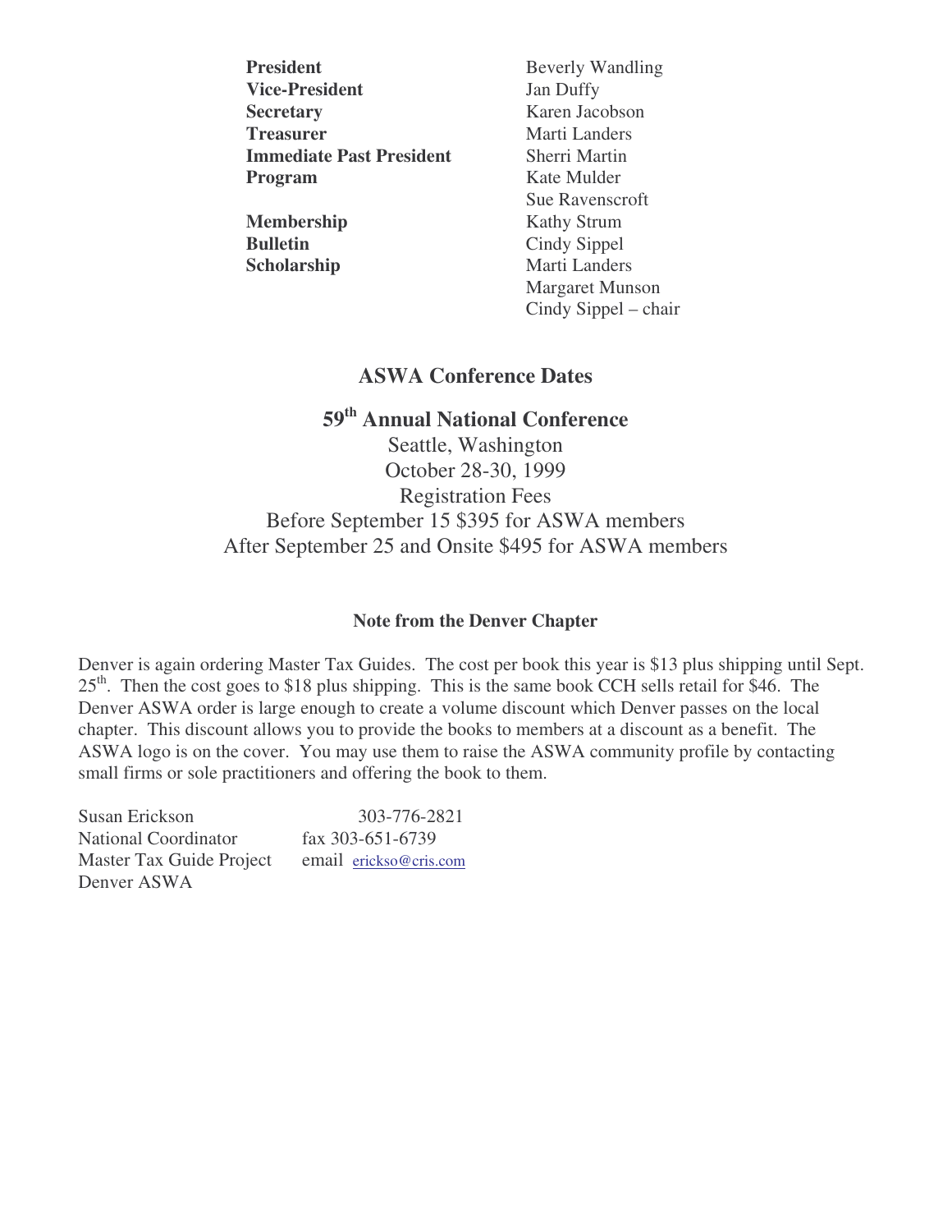| | |
|---|---|
| **President** | Beverly Wandling |
| **Vice-President** | Jan Duffy |
| **Secretary** | Karen Jacobson |
| **Treasurer** | Marti Landers |
| **Immediate Past President** | Sherri Martin |
| **Program** | Kate Mulder |
| | Sue Ravenscroft |
| **Membership** | Kathy Strum |
| **Bulletin** | Cindy Sippel |
| **Scholarship** | Marti Landers |
| | Margaret Munson |
| | Cindy Sippel – chair |

## ASWA Conference Dates

### 59th Annual National Conference

Seattle, Washington
October 28-30, 1999
Registration Fees
Before September 15 $395 for ASWA members
After September 25 and Onsite $495 for ASWA members

#### Note from the Denver Chapter

Denver is again ordering Master Tax Guides. The cost per book this year is $13 plus shipping until Sept. 25th. Then the cost goes to $18 plus shipping. This is the same book CCH sells retail for $46. The Denver ASWA order is large enough to create a volume discount which Denver passes on the local chapter. This discount allows you to provide the books to members at a discount as a benefit. The ASWA logo is on the cover. You may use them to raise the ASWA community profile by contacting small firms or sole practitioners and offering the book to them.

| | |
|---|---|
| Susan Erickson | 303-776-2821 |
| National Coordinator | fax 303-651-6739 |
| Master Tax Guide Project | email erickso@cris.com |
| Denver ASWA | |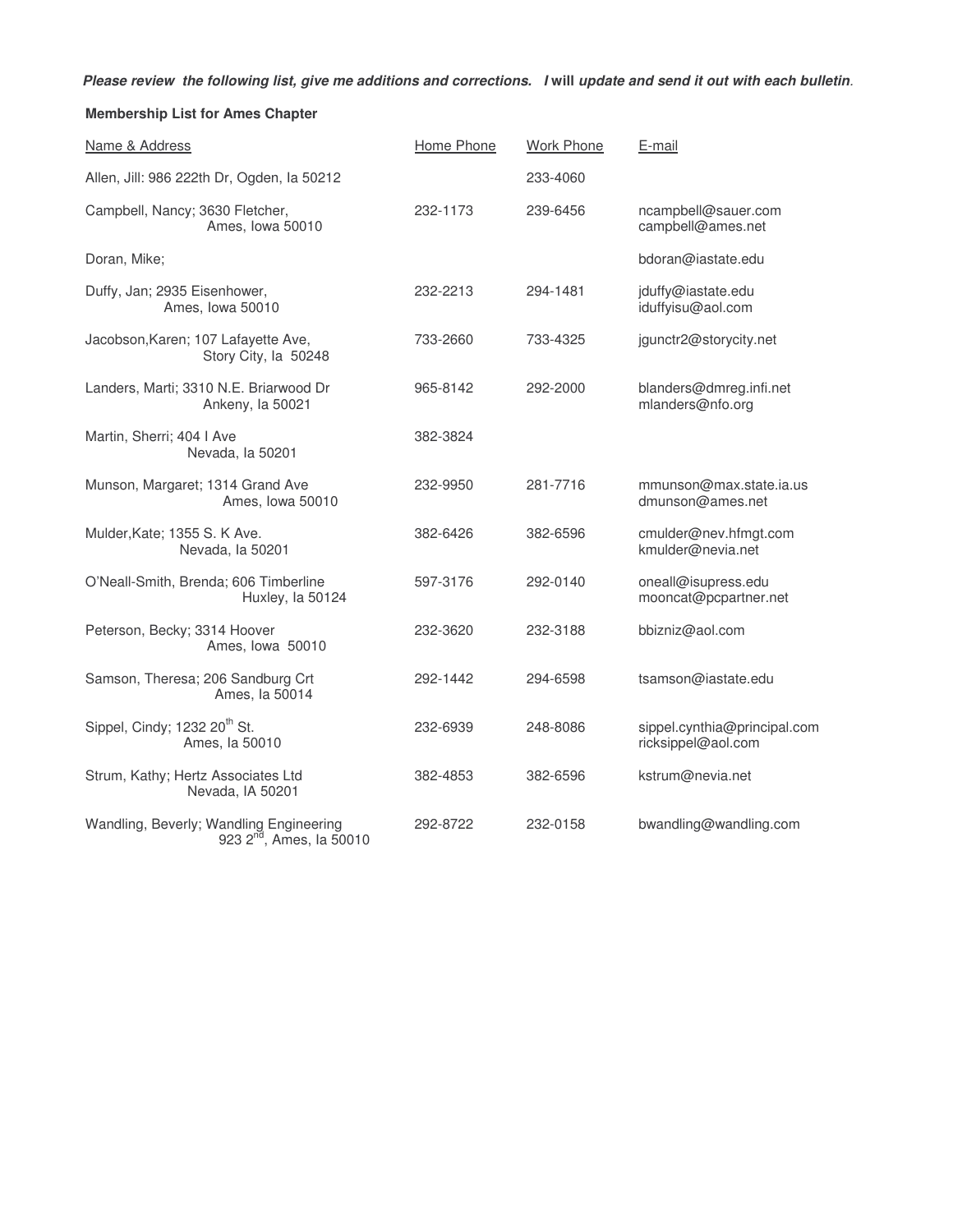***Please review the following list, give me additions and corrections. I will update and send it out with each bulletin**.*

**Membership List for Ames Chapter**

| Name & Address | Home Phone | Work Phone | E-mail |
|---|---|---|---|
| Allen, Jill: 986 222th Dr, Ogden, Ia 50212 | | 233-4060 | |
| Campbell, Nancy; 3630 Fletcher, Ames, Iowa 50010 | 232-1173 | 239-6456 | ncampbell@sauer.com campbell@ames.net |
| Doran, Mike; | | | bdoran@iastate.edu |
| Duffy, Jan; 2935 Eisenhower, Ames, Iowa 50010 | 232-2213 | 294-1481 | jduffy@iastate.edu iduffyisu@aol.com |
| Jacobson,Karen; 107 Lafayette Ave, Story City, Ia 50248 | 733-2660 | 733-4325 | jgunctr2@storycity.net |
| Landers, Marti; 3310 N.E. Briarwood Dr Ankeny, Ia 50021 | 965-8142 | 292-2000 | blanders@dmreg.infi.net mlanders@nfo.org |
| Martin, Sherri; 404 I Ave Nevada, Ia 50201 | 382-3824 | | |
| Munson, Margaret; 1314 Grand Ave Ames, Iowa 50010 | 232-9950 | 281-7716 | mmunson@max.state.ia.us dmunson@ames.net |
| Mulder,Kate; 1355 S. K Ave. Nevada, Ia 50201 | 382-6426 | 382-6596 | cmulder@nev.hfmgt.com kmulder@nevia.net |
| O'Neall-Smith, Brenda; 606 Timberline Huxley, Ia 50124 | 597-3176 | 292-0140 | oneall@isupress.edu mooncat@pcpartner.net |
| Peterson, Becky; 3314 Hoover Ames, Iowa 50010 | 232-3620 | 232-3188 | bbizniz@aol.com |
| Samson, Theresa; 206 Sandburg Crt Ames, Ia 50014 | 292-1442 | 294-6598 | tsamson@iastate.edu |
| Sippel, Cindy; 1232 20th St. Ames, Ia 50010 | 232-6939 | 248-8086 | sippel.cynthia@principal.com ricksippel@aol.com |
| Strum, Kathy; Hertz Associates Ltd Nevada, IA 50201 | 382-4853 | 382-6596 | kstrum@nevia.net |
| Wandling, Beverly; Wandling Engineering 923 2nd, Ames, Ia 50010 | 292-8722 | 232-0158 | bwandling@wandling.com |